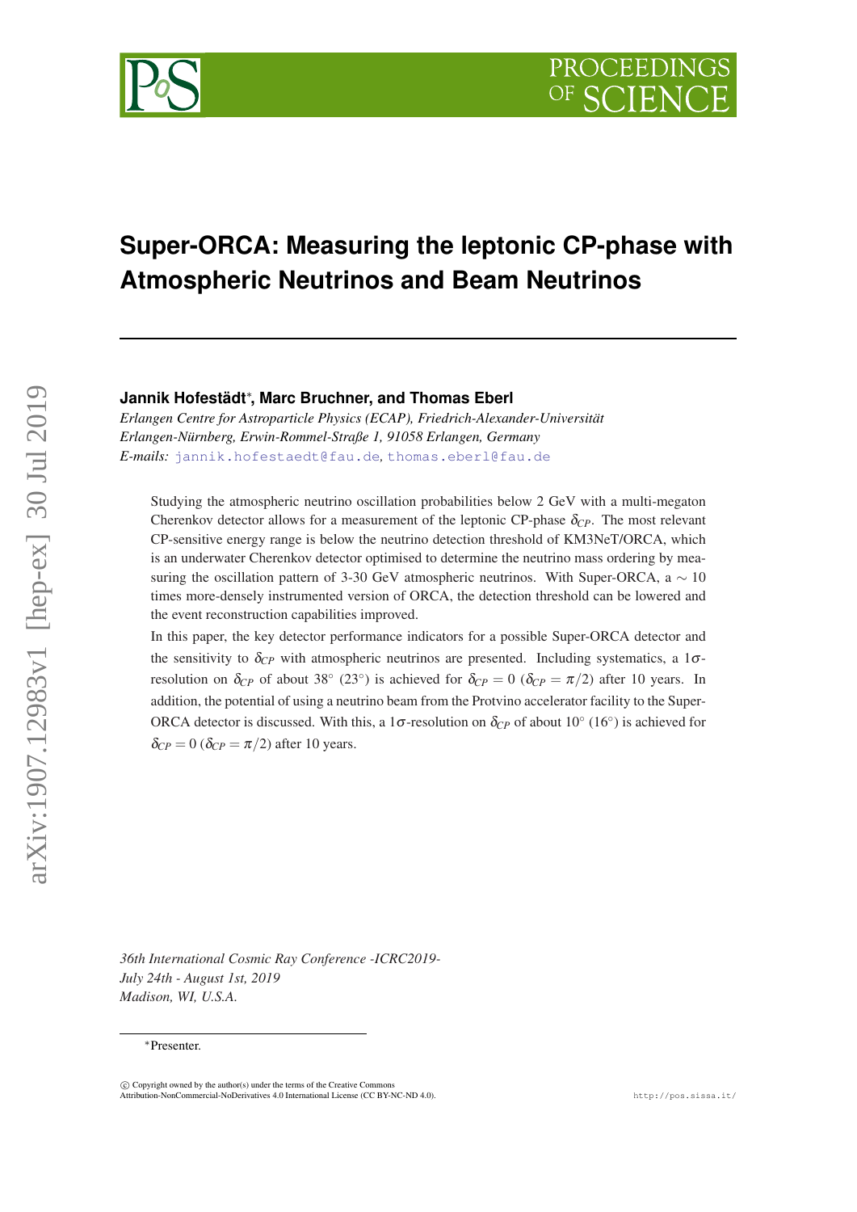# Super-ORCA: Measuring the leptonic CP-phase with Atmospheric Neutrinos and Beam Neutrinos

**Jannik Hofestädt***, **Marc Bruchner, and Thomas Eberl**

*Erlangen Centre for Astroparticle Physics (ECAP), Friedrich-Alexander-Universität Erlangen-Nürnberg, Erwin-Rommel-Straße 1, 91058 Erlangen, Germany*

*E-mails:* jannik.hofestaedt@fau.de, thomas.eberl@fau.de

Studying the atmospheric neutrino oscillation probabilities below 2 GeV with a multi-megaton Cherenkov detector allows for a measurement of the leptonic CP-phase $\delta_{CP}$. The most relevant CP-sensitive energy range is below the neutrino detection threshold of KM3NeT/ORCA, which is an underwater Cherenkov detector optimised to determine the neutrino mass ordering by measuring the oscillation pattern of 3-30 GeV atmospheric neutrinos. With Super-ORCA, a $\sim 10$ times more-densely instrumented version of ORCA, the detection threshold can be lowered and the event reconstruction capabilities improved.

In this paper, the key detector performance indicators for a possible Super-ORCA detector and the sensitivity to $\delta_{CP}$ with atmospheric neutrinos are presented. Including systematics, a $1\sigma$-resolution on $\delta_{CP}$ of about $38^\circ$ ($23^\circ$) is achieved for $\delta_{CP} = 0$ ($\delta_{CP} = \pi/2$) after 10 years. In addition, the potential of using a neutrino beam from the Protvino accelerator facility to the Super-ORCA detector is discussed. With this, a $1\sigma$-resolution on $\delta_{CP}$ of about $10^\circ$ ($16^\circ$) is achieved for $\delta_{CP} = 0$ ($\delta_{CP} = \pi/2$) after 10 years.

*36th International Cosmic Ray Conference -ICRC2019-*
*July 24th - August 1st, 2019*
*Madison, WI, U.S.A.*

*Presenter.

© Copyright owned by the author(s) under the terms of the Creative Commons Attribution-NonCommercial-NoDerivatives 4.0 International License (CC BY-NC-ND 4.0).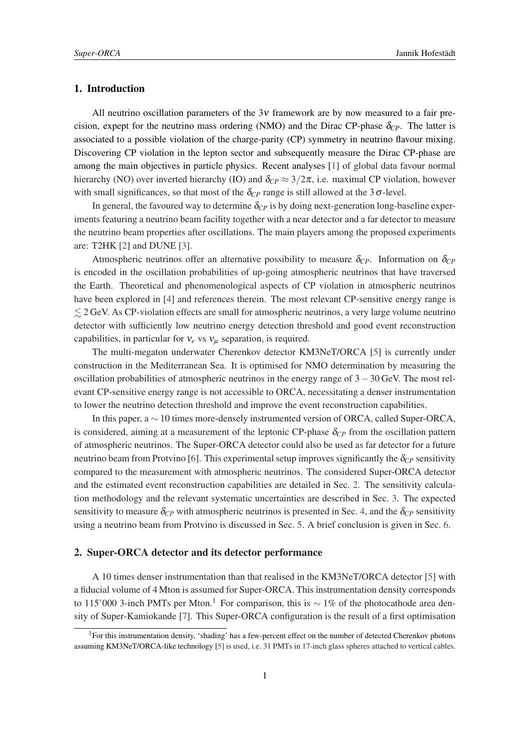## 1. Introduction

All neutrino oscillation parameters of the $3\nu$ framework are by now measured to a fair precision, expept for the neutrino mass ordering (NMO) and the Dirac CP-phase $\delta_{CP}$. The latter is associated to a possible violation of the charge-parity (CP) symmetry in neutrino flavour mixing. Discovering CP violation in the lepton sector and subsequently measure the Dirac CP-phase are among the main objectives in particle physics. Recent analyses [1] of global data favour normal hierarchy (NO) over inverted hierarchy (IO) and $\delta_{CP} \approx 3/2\pi$, i.e. maximal CP violation, however with small significances, so that most of the $\delta_{CP}$ range is still allowed at the $3\,\sigma$-level.

In general, the favoured way to determine $\delta_{CP}$ is by doing next-generation long-baseline experiments featuring a neutrino beam facility together with a near detector and a far detector to measure the neutrino beam properties after oscillations. The main players among the proposed experiments are: T2HK [2] and DUNE [3].

Atmospheric neutrinos offer an alternative possibility to measure $\delta_{CP}$. Information on $\delta_{CP}$ is encoded in the oscillation probabilities of up-going atmospheric neutrinos that have traversed the Earth. Theoretical and phenomenological aspects of CP violation in atmospheric neutrinos have been explored in [4] and references therein. The most relevant CP-sensitive energy range is $\lesssim 2\,\mathrm{GeV}$. As CP-violation effects are small for atmospheric neutrinos, a very large volume neutrino detector with sufficiently low neutrino energy detection threshold and good event reconstruction capabilities, in particular for $\nu_e$ vs $\nu_\mu$ separation, is required.

The multi-megaton underwater Cherenkov detector KM3NeT/ORCA [5] is currently under construction in the Mediterranean Sea. It is optimised for NMO determination by measuring the oscillation probabilities of atmospheric neutrinos in the energy range of $3-30\,\mathrm{GeV}$. The most relevant CP-sensitive energy range is not accessible to ORCA, necessitating a denser instrumentation to lower the neutrino detection threshold and improve the event reconstruction capabilities.

In this paper, a $\sim 10$ times more-densely instrumented version of ORCA, called Super-ORCA, is considered, aiming at a measurement of the leptonic CP-phase $\delta_{CP}$ from the oscillation pattern of atmospheric neutrinos. The Super-ORCA detector could also be used as far detector for a future neutrino beam from Protvino [6]. This experimental setup improves significantly the $\delta_{CP}$ sensitivity compared to the measurement with atmospheric neutrinos. The considered Super-ORCA detector and the estimated event reconstruction capabilities are detailed in Sec. 2. The sensitivity calculation methodology and the relevant systematic uncertainties are described in Sec. 3. The expected sensitivity to measure $\delta_{CP}$ with atmospheric neutrinos is presented in Sec. 4, and the $\delta_{CP}$ sensitivity using a neutrino beam from Protvino is discussed in Sec. 5. A brief conclusion is given in Sec. 6.

## 2. Super-ORCA detector and its detector performance

A 10 times denser instrumentation than that realised in the KM3NeT/ORCA detector [5] with a fiducial volume of 4 Mton is assumed for Super-ORCA. This instrumentation density corresponds to 115'000 3-inch PMTs per Mton.[1] For comparison, this is $\sim 1\%$ of the photocathode area density of Super-Kamiokande [7]. This Super-ORCA configuration is the result of a first optimisation

[1] For this instrumentation density, 'shading' has a few-percent effect on the number of detected Cherenkov photons assuming KM3NeT/ORCA-like technology [5] is used, i.e. 31 PMTs in 17-inch glass spheres attached to vertical cables.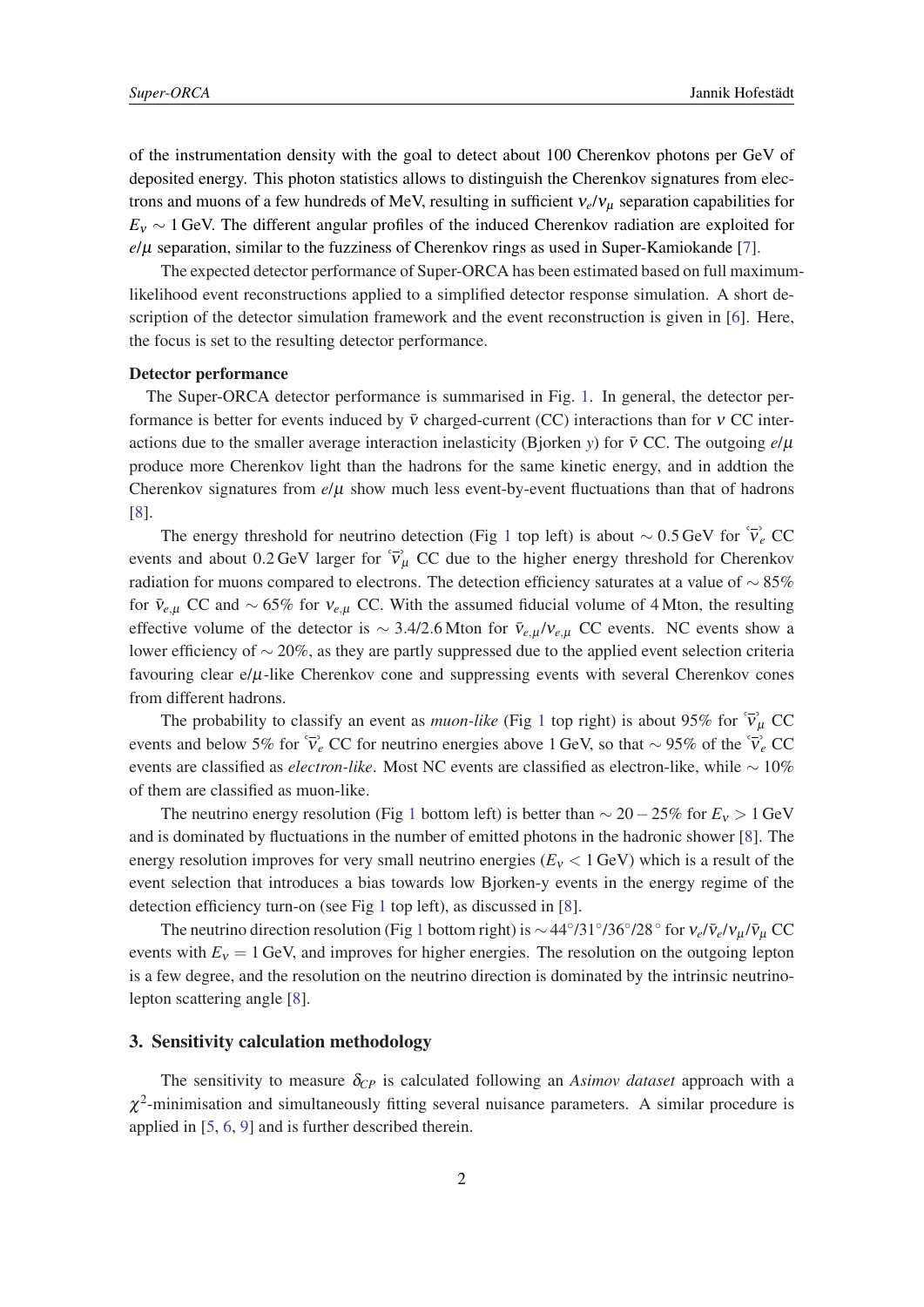of the instrumentation density with the goal to detect about 100 Cherenkov photons per GeV of deposited energy. This photon statistics allows to distinguish the Cherenkov signatures from electrons and muons of a few hundreds of MeV, resulting in sufficient $\nu_e/\nu_\mu$ separation capabilities for $E_\nu \sim 1$ GeV. The different angular profiles of the induced Cherenkov radiation are exploited for $e/\mu$ separation, similar to the fuzziness of Cherenkov rings as used in Super-Kamiokande [7].

The expected detector performance of Super-ORCA has been estimated based on full maximum-likelihood event reconstructions applied to a simplified detector response simulation. A short description of the detector simulation framework and the event reconstruction is given in [6]. Here, the focus is set to the resulting detector performance.

**Detector performance**

The Super-ORCA detector performance is summarised in Fig. 1. In general, the detector performance is better for events induced by $\bar{\nu}$ charged-current (CC) interactions than for $\nu$ CC interactions due to the smaller average interaction inelasticity (Bjorken $y$) for $\bar{\nu}$ CC. The outgoing $e/\mu$ produce more Cherenkov light than the hadrons for the same kinetic energy, and in addtion the Cherenkov signatures from $e/\mu$ show much less event-by-event fluctuations than that of hadrons [8].

The energy threshold for neutrino detection (Fig 1 top left) is about $\sim 0.5$ GeV for $\overset{(-)}{\nu}_e$ CC events and about 0.2 GeV larger for $\overset{(-)}{\nu}_\mu$ CC due to the higher energy threshold for Cherenkov radiation for muons compared to electrons. The detection efficiency saturates at a value of $\sim 85\%$ for $\bar{\nu}_{e,\mu}$ CC and $\sim 65\%$ for $\nu_{e,\mu}$ CC. With the assumed fiducial volume of 4 Mton, the resulting effective volume of the detector is $\sim 3.4/2.6$ Mton for $\bar{\nu}_{e,\mu}/\nu_{e,\mu}$ CC events. NC events show a lower efficiency of $\sim 20\%$, as they are partly suppressed due to the applied event selection criteria favouring clear e/$\mu$-like Cherenkov cone and suppressing events with several Cherenkov cones from different hadrons.

The probability to classify an event as *muon-like* (Fig 1 top right) is about 95% for $\overset{(-)}{\nu}_\mu$ CC events and below 5% for $\overset{(-)}{\nu}_e$ CC for neutrino energies above 1 GeV, so that $\sim 95\%$ of the $\overset{(-)}{\nu}_e$ CC events are classified as *electron-like*. Most NC events are classified as electron-like, while $\sim 10\%$ of them are classified as muon-like.

The neutrino energy resolution (Fig 1 bottom left) is better than $\sim 20-25\%$ for $E_\nu > 1$ GeV and is dominated by fluctuations in the number of emitted photons in the hadronic shower [8]. The energy resolution improves for very small neutrino energies ($E_\nu < 1$ GeV) which is a result of the event selection that introduces a bias towards low Bjorken-y events in the energy regime of the detection efficiency turn-on (see Fig 1 top left), as discussed in [8].

The neutrino direction resolution (Fig 1 bottom right) is $\sim 44°/31°/36°/28°$ for $\nu_e/\bar{\nu}_e/\nu_\mu/\bar{\nu}_\mu$ CC events with $E_\nu = 1$ GeV, and improves for higher energies. The resolution on the outgoing lepton is a few degree, and the resolution on the neutrino direction is dominated by the intrinsic neutrino-lepton scattering angle [8].

## 3. Sensitivity calculation methodology

The sensitivity to measure $\delta_{CP}$ is calculated following an *Asimov dataset* approach with a $\chi^2$-minimisation and simultaneously fitting several nuisance parameters. A similar procedure is applied in [5, 6, 9] and is further described therein.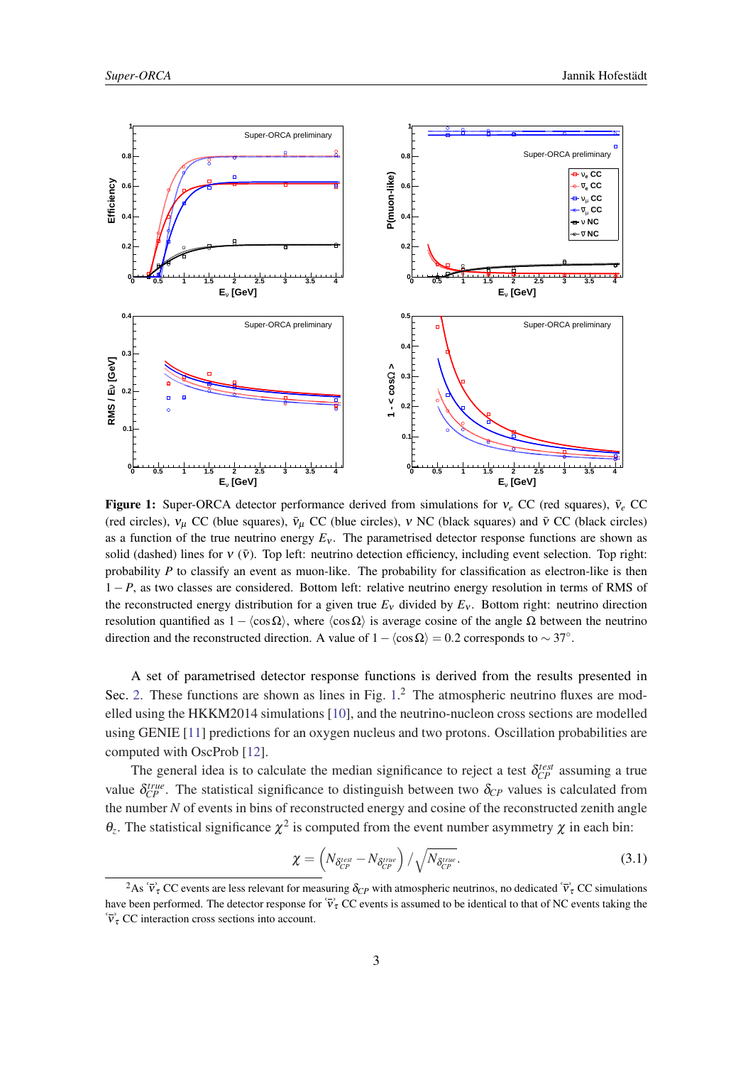**Figure 1:** Super-ORCA detector performance derived from simulations for $\nu_e$ CC (red squares), $\bar{\nu}_e$ CC (red circles), $\nu_\mu$ CC (blue squares), $\bar{\nu}_\mu$ CC (blue circles), $\nu$ NC (black squares) and $\bar{\nu}$ CC (black circles) as a function of the true neutrino energy $E_\nu$. The parametrised detector response functions are shown as solid (dashed) lines for $\nu$ ($\bar{\nu}$). Top left: neutrino detection efficiency, including event selection. Top right: probability $P$ to classify an event as muon-like. The probability for classification as electron-like is then $1-P$, as two classes are considered. Bottom left: relative neutrino energy resolution in terms of RMS of the reconstructed energy distribution for a given true $E_\nu$ divided by $E_\nu$. Bottom right: neutrino direction resolution quantified as $1-\langle\cos\Omega\rangle$, where $\langle\cos\Omega\rangle$ is average cosine of the angle $\Omega$ between the neutrino direction and the reconstructed direction. A value of $1-\langle\cos\Omega\rangle = 0.2$ corresponds to $\sim 37°$.

A set of parametrised detector response functions is derived from the results presented in Sec. 2. These functions are shown as lines in Fig. 1.[2] The atmospheric neutrino fluxes are modelled using the HKKM2014 simulations [10], and the neutrino-nucleon cross sections are modelled using GENIE [11] predictions for an oxygen nucleus and two protons. Oscillation probabilities are computed with OscProb [12].

The general idea is to calculate the median significance to reject a test $\delta_{CP}^{test}$ assuming a true value $\delta_{CP}^{true}$. The statistical significance to distinguish between two $\delta_{CP}$ values is calculated from the number $N$ of events in bins of reconstructed energy and cosine of the reconstructed zenith angle $\theta_z$. The statistical significance $\chi^2$ is computed from the event number asymmetry $\chi$ in each bin:

$$\chi = \left(N_{\delta_{CP}^{test}} - N_{\delta_{CP}^{true}}\right) \Big/ \sqrt{N_{\delta_{CP}^{true}}}. \tag{3.1}$$

[2] As $\overset{(-)}{\nu}_\tau$ CC events are less relevant for measuring $\delta_{CP}$ with atmospheric neutrinos, no dedicated $\overset{(-)}{\nu}_\tau$ CC simulations have been performed. The detector response for $\overset{(-)}{\nu}_\tau$ CC events is assumed to be identical to that of NC events taking the $\overset{(-)}{\nu}_\tau$ CC interaction cross sections into account.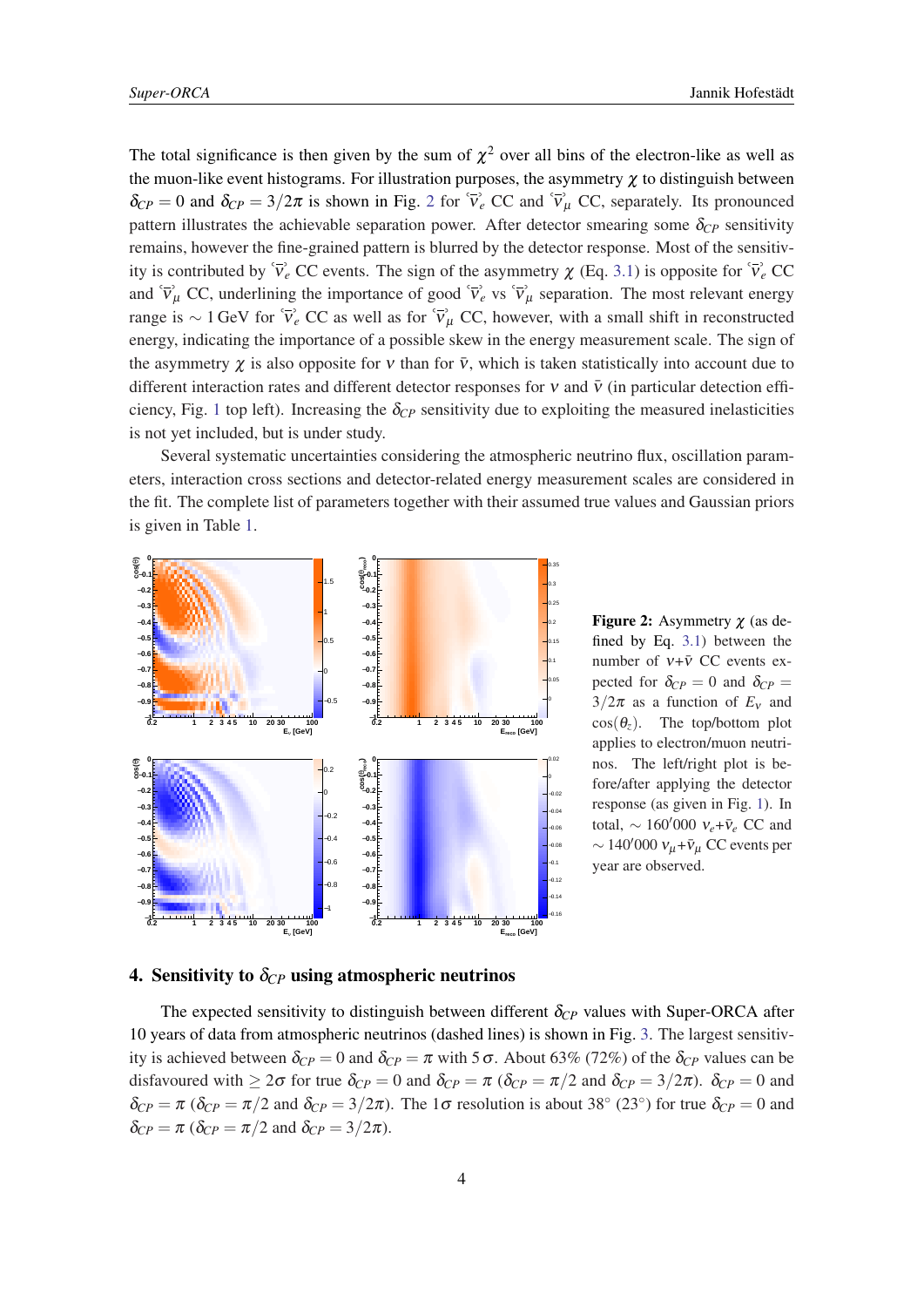The total significance is then given by the sum of $\chi^2$ over all bins of the electron-like as well as the muon-like event histograms. For illustration purposes, the asymmetry $\chi$ to distinguish between $\delta_{CP} = 0$ and $\delta_{CP} = 3/2\pi$ is shown in Fig. 2 for $\overset{(-)}{\nu}_e$ CC and $\overset{(-)}{\nu}_\mu$ CC, separately. Its pronounced pattern illustrates the achievable separation power. After detector smearing some $\delta_{CP}$ sensitivity remains, however the fine-grained pattern is blurred by the detector response. Most of the sensitivity is contributed by $\overset{(-)}{\nu}_e$ CC events. The sign of the asymmetry $\chi$ (Eq. 3.1) is opposite for $\overset{(-)}{\nu}_e$ CC and $\overset{(-)}{\nu}_\mu$ CC, underlining the importance of good $\overset{(-)}{\nu}_e$ vs $\overset{(-)}{\nu}_\mu$ separation. The most relevant energy range is $\sim 1$ GeV for $\overset{(-)}{\nu}_e$ CC as well as for $\overset{(-)}{\nu}_\mu$ CC, however, with a small shift in reconstructed energy, indicating the importance of a possible skew in the energy measurement scale. The sign of the asymmetry $\chi$ is also opposite for $\nu$ than for $\bar{\nu}$, which is taken statistically into account due to different interaction rates and different detector responses for $\nu$ and $\bar{\nu}$ (in particular detection efficiency, Fig. 1 top left). Increasing the $\delta_{CP}$ sensitivity due to exploiting the measured inelasticities is not yet included, but is under study.

Several systematic uncertainties considering the atmospheric neutrino flux, oscillation parameters, interaction cross sections and detector-related energy measurement scales are considered in the fit. The complete list of parameters together with their assumed true values and Gaussian priors is given in Table 1.

**Figure 2:** Asymmetry $\chi$ (as defined by Eq. 3.1) between the number of $\nu$+$\bar{\nu}$ CC events expected for $\delta_{CP} = 0$ and $\delta_{CP} = 3/2\pi$ as a function of $E_\nu$ and $\cos(\theta_z)$. The top/bottom plot applies to electron/muon neutrinos. The left/right plot is before/after applying the detector response (as given in Fig. 1). In total, $\sim 160'000$ $\nu_e$+$\bar{\nu}_e$ CC and $\sim 140'000$ $\nu_\mu$+$\bar{\nu}_\mu$ CC events per year are observed.

## 4. Sensitivity to $\delta_{CP}$ using atmospheric neutrinos

The expected sensitivity to distinguish between different $\delta_{CP}$ values with Super-ORCA after 10 years of data from atmospheric neutrinos (dashed lines) is shown in Fig. 3. The largest sensitivity is achieved between $\delta_{CP} = 0$ and $\delta_{CP} = \pi$ with $5\,\sigma$. About 63% (72%) of the $\delta_{CP}$ values can be disfavoured with $\geq 2\sigma$ for true $\delta_{CP} = 0$ and $\delta_{CP} = \pi$ ($\delta_{CP} = \pi/2$ and $\delta_{CP} = 3/2\pi$). $\delta_{CP} = 0$ and $\delta_{CP} = \pi$ ($\delta_{CP} = \pi/2$ and $\delta_{CP} = 3/2\pi$). The $1\sigma$ resolution is about $38^\circ$ ($23^\circ$) for true $\delta_{CP} = 0$ and $\delta_{CP} = \pi$ ($\delta_{CP} = \pi/2$ and $\delta_{CP} = 3/2\pi$).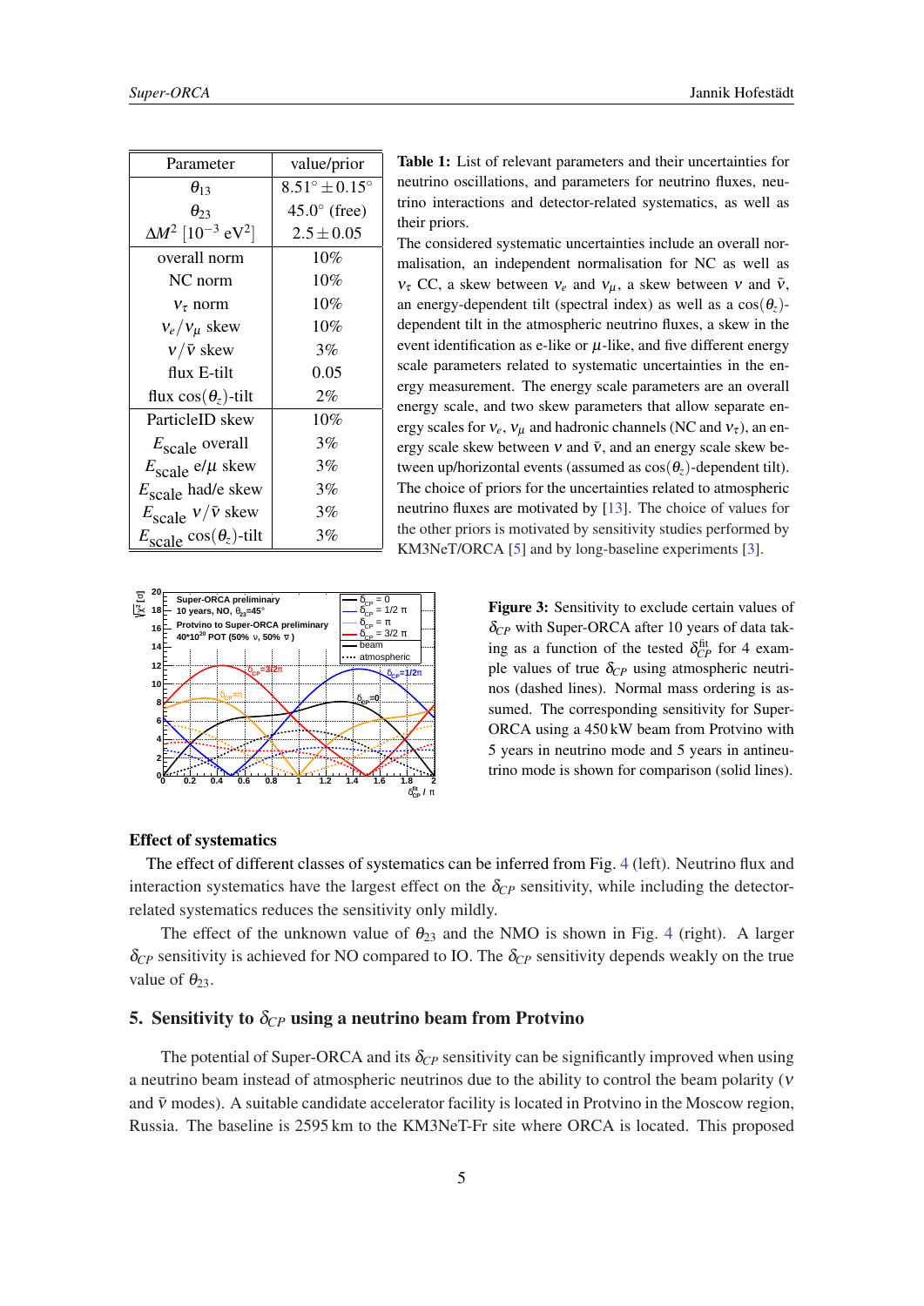| Parameter | value/prior |
|---|---|
| $\theta_{13}$ | $8.51^\circ \pm 0.15^\circ$ |
| $\theta_{23}$ | $45.0^\circ$ (free) |
| $\Delta M^2$ [$10^{-3}$ eV$^2$] | $2.5 \pm 0.05$ |
| overall norm | 10% |
| NC norm | 10% |
| $\nu_\tau$ norm | 10% |
| $\nu_e/\nu_\mu$ skew | 10% |
| $\nu/\bar{\nu}$ skew | 3% |
| flux E-tilt | 0.05 |
| flux $\cos(\theta_z)$-tilt | 2% |
| ParticleID skew | 10% |
| $E_{\text{scale}}$ overall | 3% |
| $E_{\text{scale}}$ e/$\mu$ skew | 3% |
| $E_{\text{scale}}$ had/e skew | 3% |
| $E_{\text{scale}}$ $\nu/\bar{\nu}$ skew | 3% |
| $E_{\text{scale}}$ $\cos(\theta_z)$-tilt | 3% |

**Table 1:** List of relevant parameters and their uncertainties for neutrino oscillations, and parameters for neutrino fluxes, neutrino interactions and detector-related systematics, as well as their priors.
The considered systematic uncertainties include an overall normalisation, an independent normalisation for NC as well as $\nu_\tau$ CC, a skew between $\nu_e$ and $\nu_\mu$, a skew between $\nu$ and $\bar{\nu}$, an energy-dependent tilt (spectral index) as well as a $\cos(\theta_z)$-dependent tilt in the atmospheric neutrino fluxes, a skew in the event identification as e-like or $\mu$-like, and five different energy scale parameters related to systematic uncertainties in the energy measurement. The energy scale parameters are an overall energy scale, and two skew parameters that allow separate energy scales for $\nu_e$, $\nu_\mu$ and hadronic channels (NC and $\nu_\tau$), an energy scale skew between $\nu$ and $\bar{\nu}$, and an energy scale skew between up/horizontal events (assumed as $\cos(\theta_z)$-dependent tilt). The choice of priors for the uncertainties related to atmospheric neutrino fluxes are motivated by [13]. The choice of values for the other priors is motivated by sensitivity studies performed by KM3NeT/ORCA [5] and by long-baseline experiments [3].

**Figure 3:** Sensitivity to exclude certain values of $\delta_{CP}$ with Super-ORCA after 10 years of data taking as a function of the tested $\delta_{CP}^{\text{fit}}$ for 4 example values of true $\delta_{CP}$ using atmospheric neutrinos (dashed lines). Normal mass ordering is assumed. The corresponding sensitivity for Super-ORCA using a 450 kW beam from Protvino with 5 years in neutrino mode and 5 years in antineutrino mode is shown for comparison (solid lines).

### Effect of systematics

The effect of different classes of systematics can be inferred from Fig. 4 (left). Neutrino flux and interaction systematics have the largest effect on the $\delta_{CP}$ sensitivity, while including the detector-related systematics reduces the sensitivity only mildly.

The effect of the unknown value of $\theta_{23}$ and the NMO is shown in Fig. 4 (right). A larger $\delta_{CP}$ sensitivity is achieved for NO compared to IO. The $\delta_{CP}$ sensitivity depends weakly on the true value of $\theta_{23}$.

## 5. Sensitivity to $\delta_{CP}$ using a neutrino beam from Protvino

The potential of Super-ORCA and its $\delta_{CP}$ sensitivity can be significantly improved when using a neutrino beam instead of atmospheric neutrinos due to the ability to control the beam polarity ($\nu$ and $\bar{\nu}$ modes). A suitable candidate accelerator facility is located in Protvino in the Moscow region, Russia. The baseline is 2595 km to the KM3NeT-Fr site where ORCA is located. This proposed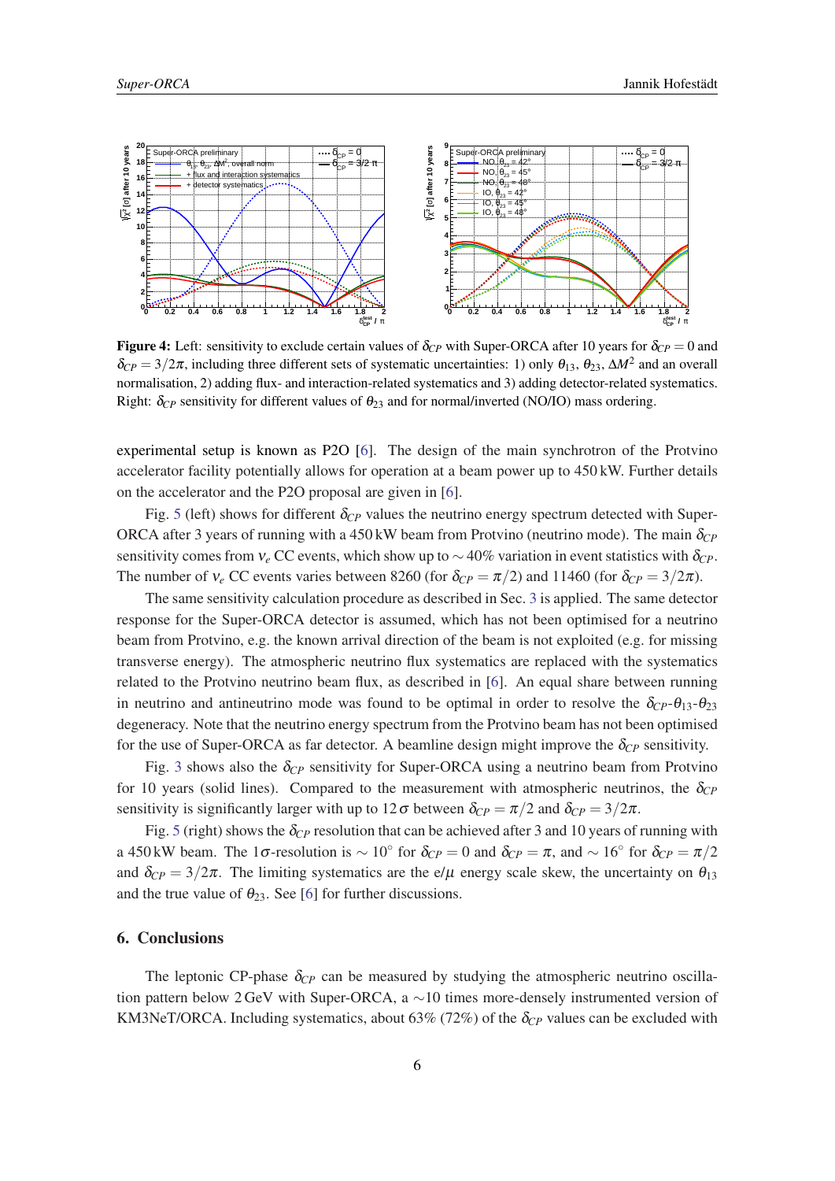**Figure 4:** Left: sensitivity to exclude certain values of $\delta_{CP}$ with Super-ORCA after 10 years for $\delta_{CP} = 0$ and $\delta_{CP} = 3/2\pi$, including three different sets of systematic uncertainties: 1) only $\theta_{13}$, $\theta_{23}$, $\Delta M^2$ and an overall normalisation, 2) adding flux- and interaction-related systematics and 3) adding detector-related systematics. Right: $\delta_{CP}$ sensitivity for different values of $\theta_{23}$ and for normal/inverted (NO/IO) mass ordering.

experimental setup is known as P2O [6]. The design of the main synchrotron of the Protvino accelerator facility potentially allows for operation at a beam power up to 450 kW. Further details on the accelerator and the P2O proposal are given in [6].

Fig. 5 (left) shows for different $\delta_{CP}$ values the neutrino energy spectrum detected with Super-ORCA after 3 years of running with a 450 kW beam from Protvino (neutrino mode). The main $\delta_{CP}$ sensitivity comes from $\nu_e$ CC events, which show up to $\sim 40\%$ variation in event statistics with $\delta_{CP}$. The number of $\nu_e$ CC events varies between 8260 (for $\delta_{CP} = \pi/2$) and 11460 (for $\delta_{CP} = 3/2\pi$).

The same sensitivity calculation procedure as described in Sec. 3 is applied. The same detector response for the Super-ORCA detector is assumed, which has not been optimised for a neutrino beam from Protvino, e.g. the known arrival direction of the beam is not exploited (e.g. for missing transverse energy). The atmospheric neutrino flux systematics are replaced with the systematics related to the Protvino neutrino beam flux, as described in [6]. An equal share between running in neutrino and antineutrino mode was found to be optimal in order to resolve the $\delta_{CP}$-$\theta_{13}$-$\theta_{23}$ degeneracy. Note that the neutrino energy spectrum from the Protvino beam has not been optimised for the use of Super-ORCA as far detector. A beamline design might improve the $\delta_{CP}$ sensitivity.

Fig. 3 shows also the $\delta_{CP}$ sensitivity for Super-ORCA using a neutrino beam from Protvino for 10 years (solid lines). Compared to the measurement with atmospheric neutrinos, the $\delta_{CP}$ sensitivity is significantly larger with up to $12\,\sigma$ between $\delta_{CP} = \pi/2$ and $\delta_{CP} = 3/2\pi$.

Fig. 5 (right) shows the $\delta_{CP}$ resolution that can be achieved after 3 and 10 years of running with a 450 kW beam. The $1\sigma$-resolution is $\sim 10°$ for $\delta_{CP} = 0$ and $\delta_{CP} = \pi$, and $\sim 16°$ for $\delta_{CP} = \pi/2$ and $\delta_{CP} = 3/2\pi$. The limiting systematics are the e/$\mu$ energy scale skew, the uncertainty on $\theta_{13}$ and the true value of $\theta_{23}$. See [6] for further discussions.

## 6. Conclusions

The leptonic CP-phase $\delta_{CP}$ can be measured by studying the atmospheric neutrino oscillation pattern below 2 GeV with Super-ORCA, a $\sim$10 times more-densely instrumented version of KM3NeT/ORCA. Including systematics, about 63% (72%) of the $\delta_{CP}$ values can be excluded with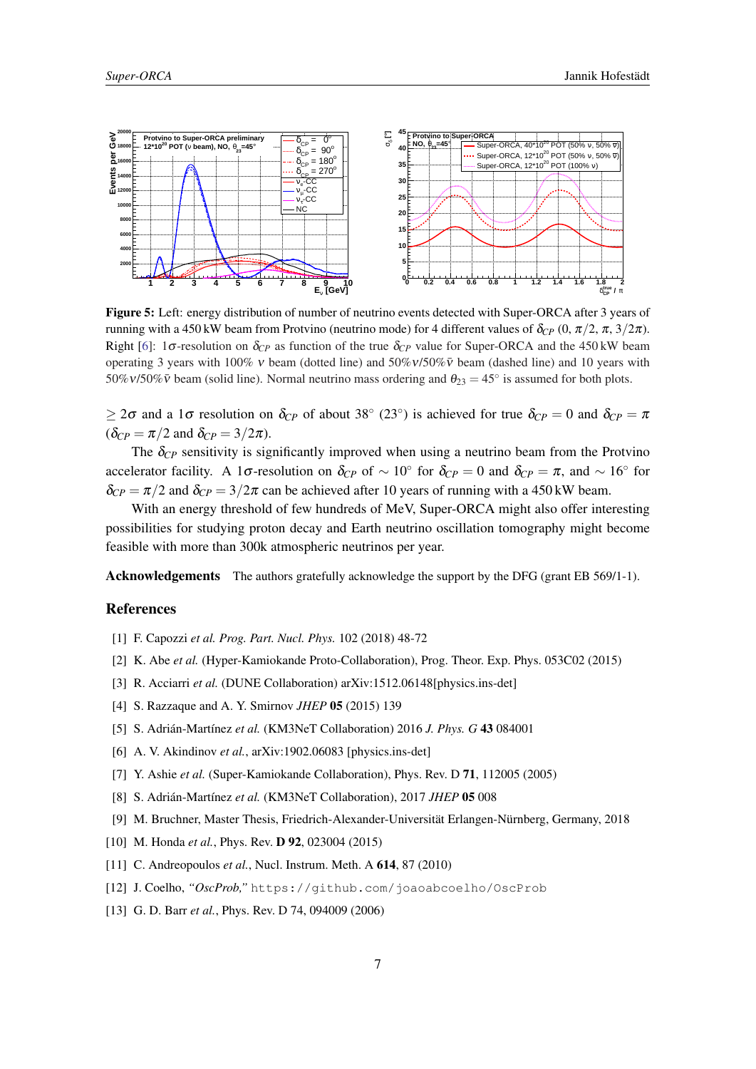Protvino to Super-ORCA preliminary
$12{*}10^{20}$ POT ($\nu$ beam), NO, $\theta_{23}$=45°

Events per GeV

20000
18000
16000
14000
12000
10000
8000
6000
4000
2000

1 2 3 4 5 6 7 8 9 10
$E_\nu$ [GeV]

$\delta_{CP}$ = 0°
$\delta_{CP}$ = 90°
$\delta_{CP}$ = 180°
$\delta_{CP}$ = 270°
$\nu_e$-CC
$\nu_\mu$-CC
$\nu_\tau$-CC
NC

Protvino to Super-ORCA
NO, $\theta_{23}$=45°

$\sigma_\delta$ [°]

45
40
35
30
25
20
15
10
5
0

Super-ORCA, $40{*}10^{20}$ POT (50% $\nu$, 50% $\bar{\nu}$)
Super-ORCA, $12{*}10^{20}$ POT (50% $\nu$, 50% $\bar{\nu}$)
Super-ORCA, $12{*}10^{20}$ POT (100% $\nu$)

0 0.2 0.4 0.6 0.8 1 1.2 1.4 1.6 1.8 2
$\delta_{CP}^{true}$ / $\pi$

**Figure 5:** Left: energy distribution of number of neutrino events detected with Super-ORCA after 3 years of running with a 450 kW beam from Protvino (neutrino mode) for 4 different values of $\delta_{CP}$ ($0$, $\pi/2$, $\pi$, $3/2\pi$). Right [6]: $1\sigma$-resolution on $\delta_{CP}$ as function of the true $\delta_{CP}$ value for Super-ORCA and the 450 kW beam operating 3 years with 100% $\nu$ beam (dotted line) and 50% $\nu$/50% $\bar{\nu}$ beam (dashed line) and 10 years with 50% $\nu$/50% $\bar{\nu}$ beam (solid line). Normal neutrino mass ordering and $\theta_{23} = 45°$ is assumed for both plots.

$\geq 2\sigma$ and a $1\sigma$ resolution on $\delta_{CP}$ of about 38° (23°) is achieved for true $\delta_{CP} = 0$ and $\delta_{CP} = \pi$ ($\delta_{CP} = \pi/2$ and $\delta_{CP} = 3/2\pi$).

The $\delta_{CP}$ sensitivity is significantly improved when using a neutrino beam from the Protvino accelerator facility. A $1\sigma$-resolution on $\delta_{CP}$ of $\sim 10°$ for $\delta_{CP} = 0$ and $\delta_{CP} = \pi$, and $\sim 16°$ for $\delta_{CP} = \pi/2$ and $\delta_{CP} = 3/2\pi$ can be achieved after 10 years of running with a 450 kW beam.

With an energy threshold of few hundreds of MeV, Super-ORCA might also offer interesting possibilities for studying proton decay and Earth neutrino oscillation tomography might become feasible with more than 300k atmospheric neutrinos per year.

**Acknowledgements** The authors gratefully acknowledge the support by the DFG (grant EB 569/1-1).

## References

[1] F. Capozzi *et al. Prog. Part. Nucl. Phys.* 102 (2018) 48-72

[2] K. Abe *et al.* (Hyper-Kamiokande Proto-Collaboration), Prog. Theor. Exp. Phys. 053C02 (2015)

[3] R. Acciarri *et al.* (DUNE Collaboration) arXiv:1512.06148[physics.ins-det]

[4] S. Razzaque and A. Y. Smirnov *JHEP* **05** (2015) 139

[5] S. Adrián-Martínez *et al.* (KM3NeT Collaboration) 2016 *J. Phys. G* **43** 084001

[6] A. V. Akindinov *et al.*, arXiv:1902.06083 [physics.ins-det]

[7] Y. Ashie *et al.* (Super-Kamiokande Collaboration), Phys. Rev. D **71**, 112005 (2005)

[8] S. Adrián-Martínez *et al.* (KM3NeT Collaboration), 2017 *JHEP* **05** 008

[9] M. Bruchner, Master Thesis, Friedrich-Alexander-Universität Erlangen-Nürnberg, Germany, 2018

[10] M. Honda *et al.*, Phys. Rev. **D 92**, 023004 (2015)

[11] C. Andreopoulos *et al.*, Nucl. Instrum. Meth. A **614**, 87 (2010)

[12] J. Coelho, *"OscProb,"* `https://github.com/joaoabcoelho/OscProb`

[13] G. D. Barr *et al.*, Phys. Rev. D 74, 094009 (2006)